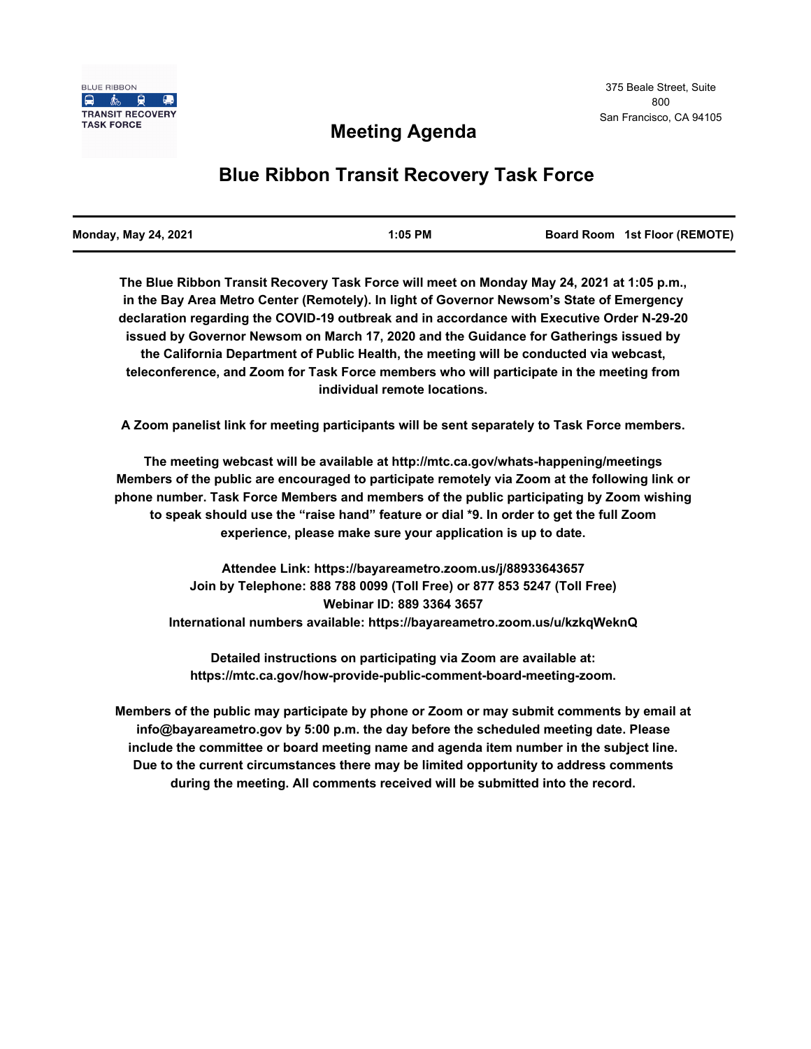BLUE RIBBON
TRANSIT RECOVERY
TASK FORCE

375 Beale Street, Suite 800
San Francisco, CA 94105

# Meeting Agenda

# Blue Ribbon Transit Recovery Task Force

| Monday, May 24, 2021 | 1:05 PM | Board Room 1st Floor (REMOTE) |
|---|---|---|

**The Blue Ribbon Transit Recovery Task Force will meet on Monday May 24, 2021 at 1:05 p.m., in the Bay Area Metro Center (Remotely). In light of Governor Newsom's State of Emergency declaration regarding the COVID-19 outbreak and in accordance with Executive Order N-29-20 issued by Governor Newsom on March 17, 2020 and the Guidance for Gatherings issued by the California Department of Public Health, the meeting will be conducted via webcast, teleconference, and Zoom for Task Force members who will participate in the meeting from individual remote locations.**

**A Zoom panelist link for meeting participants will be sent separately to Task Force members.**

**The meeting webcast will be available at http://mtc.ca.gov/whats-happening/meetings Members of the public are encouraged to participate remotely via Zoom at the following link or phone number. Task Force Members and members of the public participating by Zoom wishing to speak should use the "raise hand" feature or dial *9. In order to get the full Zoom experience, please make sure your application is up to date.**

**Attendee Link: https://bayareametro.zoom.us/j/88933643657**
**Join by Telephone: 888 788 0099 (Toll Free) or 877 853 5247 (Toll Free)**
**Webinar ID: 889 3364 3657**
**International numbers available: https://bayareametro.zoom.us/u/kzkqWeknQ**

**Detailed instructions on participating via Zoom are available at: https://mtc.ca.gov/how-provide-public-comment-board-meeting-zoom.**

**Members of the public may participate by phone or Zoom or may submit comments by email at info@bayareametro.gov by 5:00 p.m. the day before the scheduled meeting date. Please include the committee or board meeting name and agenda item number in the subject line. Due to the current circumstances there may be limited opportunity to address comments during the meeting. All comments received will be submitted into the record.**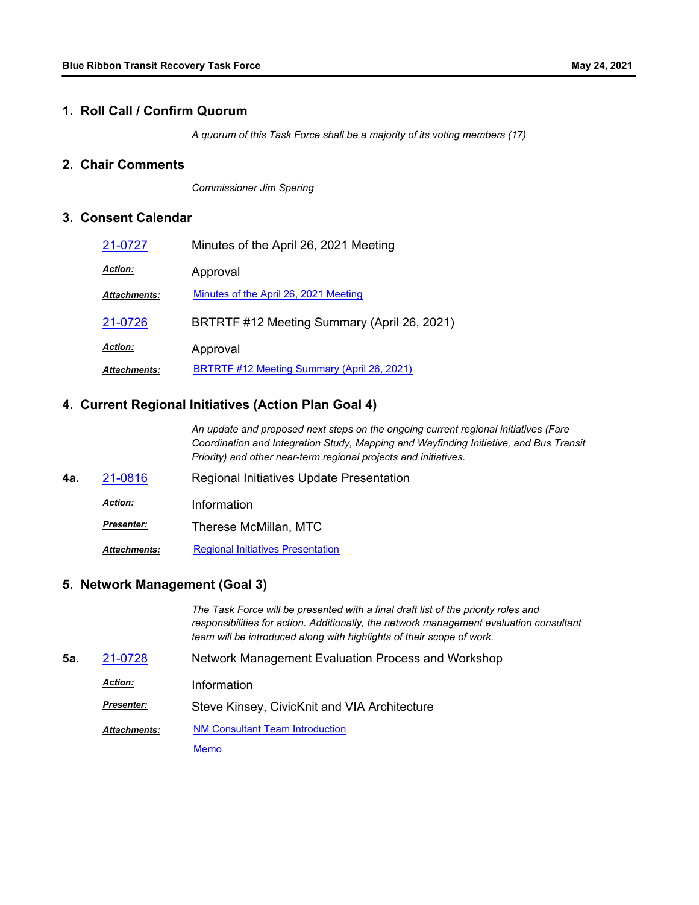## 1. Roll Call / Confirm Quorum

*A quorum of this Task Force shall be a majority of its voting members (17)*

## 2. Chair Comments

*Commissioner Jim Spering*

## 3. Consent Calendar

21-0727 Minutes of the April 26, 2021 Meeting

***Action:*** Approval

***Attachments:*** Minutes of the April 26, 2021 Meeting

21-0726 BRTRTF #12 Meeting Summary (April 26, 2021)

***Action:*** Approval

***Attachments:*** BRTRTF #12 Meeting Summary (April 26, 2021)

## 4. Current Regional Initiatives (Action Plan Goal 4)

*An update and proposed next steps on the ongoing current regional initiatives (Fare Coordination and Integration Study, Mapping and Wayfinding Initiative, and Bus Transit Priority) and other near-term regional projects and initiatives.*

**4a.** 21-0816 Regional Initiatives Update Presentation

***Action:*** Information

***Presenter:*** Therese McMillan, MTC

***Attachments:*** Regional Initiatives Presentation

## 5. Network Management (Goal 3)

*The Task Force will be presented with a final draft list of the priority roles and responsibilities for action. Additionally, the network management evaluation consultant team will be introduced along with highlights of their scope of work.*

**5a.** 21-0728 Network Management Evaluation Process and Workshop

***Action:*** Information

***Presenter:*** Steve Kinsey, CivicKnit and VIA Architecture

***Attachments:*** NM Consultant Team Introduction

Memo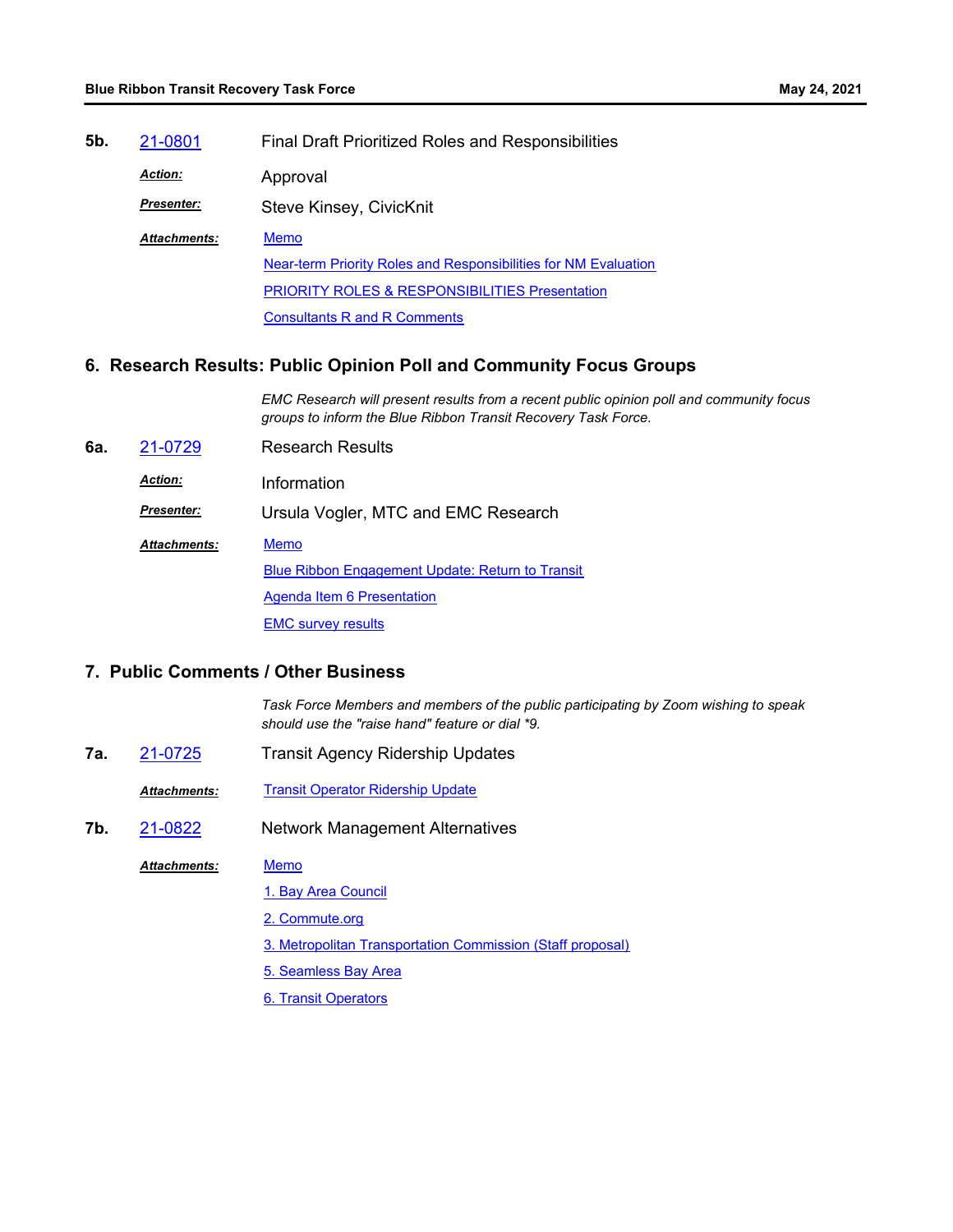**5b.** 21-0801 Final Draft Prioritized Roles and Responsibilities

***Action:*** Approval

***Presenter:*** Steve Kinsey, CivicKnit

***Attachments:*** Memo

Near-term Priority Roles and Responsibilities for NM Evaluation

PRIORITY ROLES & RESPONSIBILITIES Presentation

Consultants R and R Comments

## 6. Research Results: Public Opinion Poll and Community Focus Groups

*EMC Research will present results from a recent public opinion poll and community focus groups to inform the Blue Ribbon Transit Recovery Task Force.*

**6a.** 21-0729 Research Results

***Action:*** Information

***Presenter:*** Ursula Vogler, MTC and EMC Research

***Attachments:*** Memo

Blue Ribbon Engagement Update: Return to Transit

Agenda Item 6 Presentation

EMC survey results

## 7. Public Comments / Other Business

*Task Force Members and members of the public participating by Zoom wishing to speak should use the "raise hand" feature or dial *9.*

**7a.** 21-0725 Transit Agency Ridership Updates

***Attachments:*** Transit Operator Ridership Update

**7b.** 21-0822 Network Management Alternatives

***Attachments:*** Memo

1. Bay Area Council

2. Commute.org

3. Metropolitan Transportation Commission (Staff proposal)

5. Seamless Bay Area

6. Transit Operators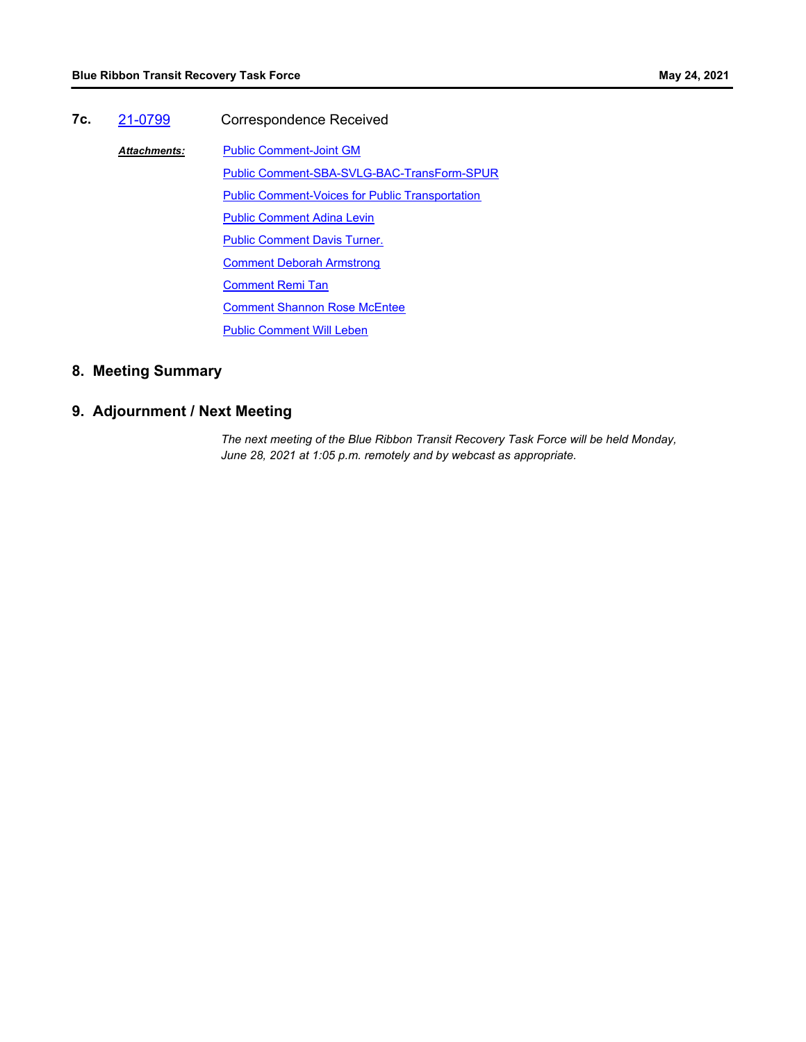**7c.** 21-0799 Correspondence Received

***Attachments:***

- Public Comment-Joint GM
- Public Comment-SBA-SVLG-BAC-TransForm-SPUR
- Public Comment-Voices for Public Transportation
- Public Comment Adina Levin
- Public Comment Davis Turner.
- Comment Deborah Armstrong
- Comment Remi Tan
- Comment Shannon Rose McEntee
- Public Comment Will Leben

## 8. Meeting Summary

## 9. Adjournment / Next Meeting

*The next meeting of the Blue Ribbon Transit Recovery Task Force will be held Monday, June 28, 2021 at 1:05 p.m. remotely and by webcast as appropriate.*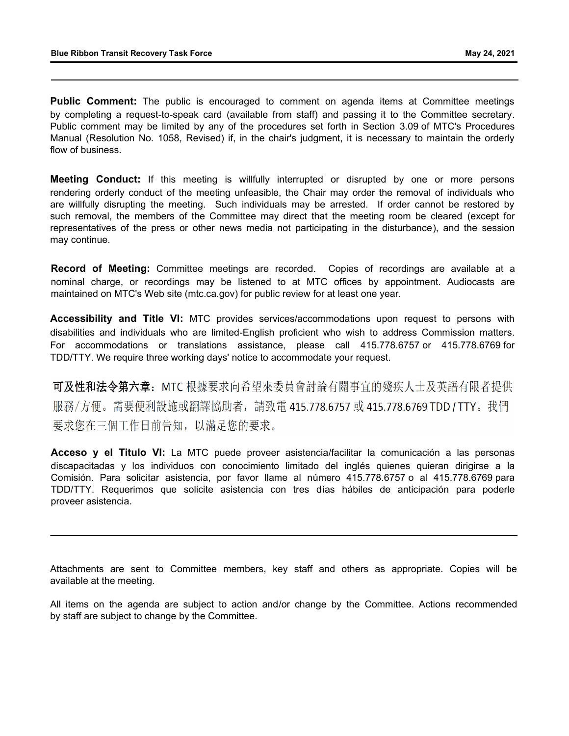**Public Comment:** The public is encouraged to comment on agenda items at Committee meetings by completing a request-to-speak card (available from staff) and passing it to the Committee secretary. Public comment may be limited by any of the procedures set forth in Section 3.09 of MTC's Procedures Manual (Resolution No. 1058, Revised) if, in the chair's judgment, it is necessary to maintain the orderly flow of business.

**Meeting Conduct:** If this meeting is willfully interrupted or disrupted by one or more persons rendering orderly conduct of the meeting unfeasible, the Chair may order the removal of individuals who are willfully disrupting the meeting. Such individuals may be arrested. If order cannot be restored by such removal, the members of the Committee may direct that the meeting room be cleared (except for representatives of the press or other news media not participating in the disturbance), and the session may continue.

**Record of Meeting:** Committee meetings are recorded. Copies of recordings are available at a nominal charge, or recordings may be listened to at MTC offices by appointment. Audiocasts are maintained on MTC's Web site (mtc.ca.gov) for public review for at least one year.

**Accessibility and Title VI:** MTC provides services/accommodations upon request to persons with disabilities and individuals who are limited-English proficient who wish to address Commission matters. For accommodations or translations assistance, please call 415.778.6757 or 415.778.6769 for TDD/TTY. We require three working days' notice to accommodate your request.

**可及性和法令第六章**：MTC 根據要求向希望來委員會討論有關事宜的殘疾人士及英語有限者提供服務/方便。需要便利設施或翻譯協助者，請致電 415.778.6757 或 415.778.6769 TDD / TTY。我們要求您在三個工作日前告知，以滿足您的要求。

**Acceso y el Titulo VI:** La MTC puede proveer asistencia/facilitar la comunicación a las personas discapacitadas y los individuos con conocimiento limitado del inglés quienes quieran dirigirse a la Comisión. Para solicitar asistencia, por favor llame al número 415.778.6757 o al 415.778.6769 para TDD/TTY. Requerimos que solicite asistencia con tres días hábiles de anticipación para poderle proveer asistencia.

---

Attachments are sent to Committee members, key staff and others as appropriate. Copies will be available at the meeting.

All items on the agenda are subject to action and/or change by the Committee. Actions recommended by staff are subject to change by the Committee.